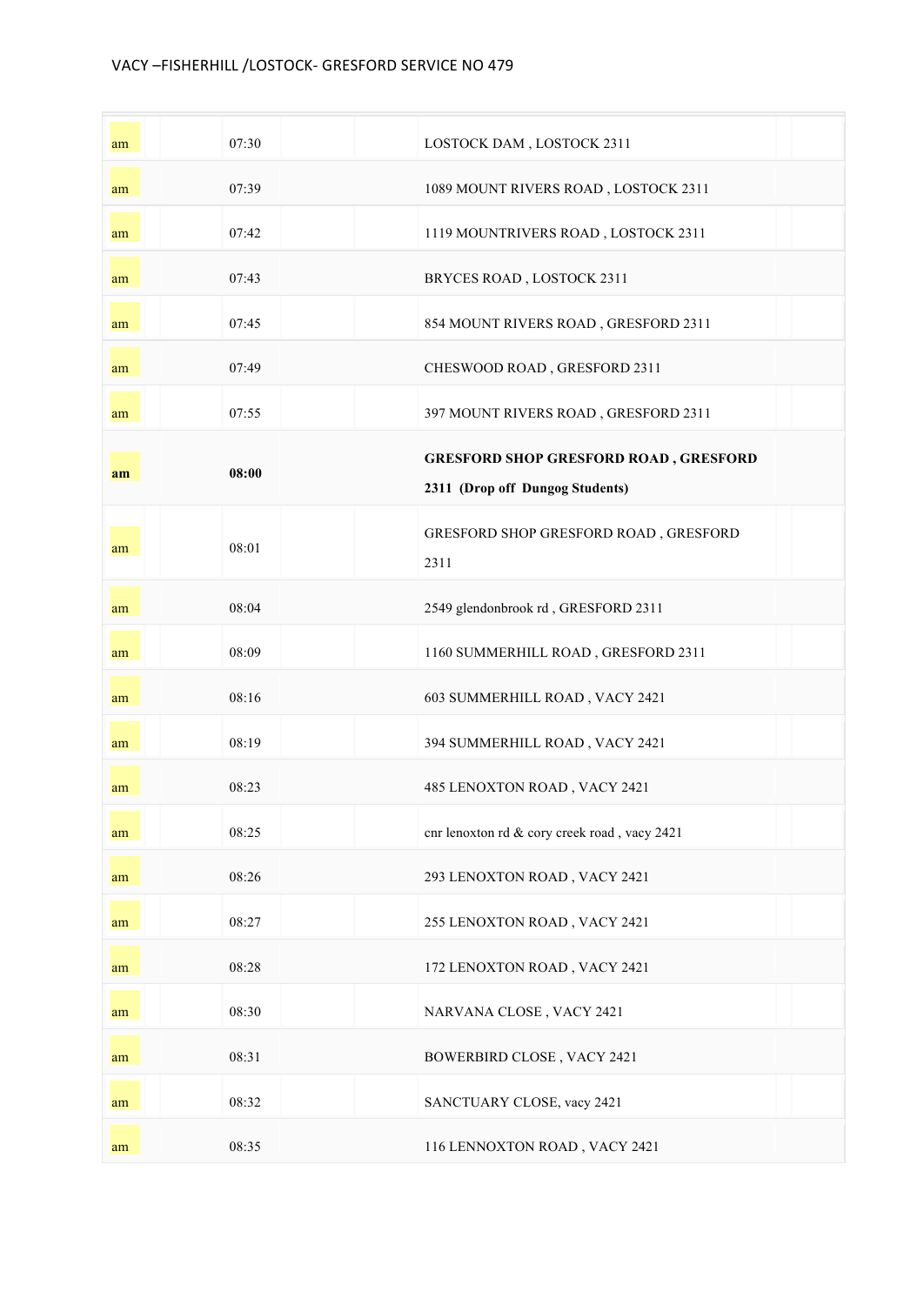# VACY –FISHERHILL /LOSTOCK- GRESFORD SERVICE NO 479

| | | |
|---|---|---|
| am | 07:30 | LOSTOCK DAM , LOSTOCK 2311 |
| am | 07:39 | 1089 MOUNT RIVERS ROAD , LOSTOCK 2311 |
| am | 07:42 | 1119 MOUNTRIVERS ROAD , LOSTOCK 2311 |
| am | 07:43 | BRYCES ROAD , LOSTOCK 2311 |
| am | 07:45 | 854 MOUNT RIVERS ROAD , GRESFORD 2311 |
| am | 07:49 | CHESWOOD ROAD , GRESFORD 2311 |
| am | 07:55 | 397 MOUNT RIVERS ROAD , GRESFORD 2311 |
| **am** | **08:00** | **GRESFORD SHOP GRESFORD ROAD , GRESFORD 2311 (Drop off Dungog Students)** |
| am | 08:01 | GRESFORD SHOP GRESFORD ROAD , GRESFORD 2311 |
| am | 08:04 | 2549 glendonbrook rd , GRESFORD 2311 |
| am | 08:09 | 1160 SUMMERHILL ROAD , GRESFORD 2311 |
| am | 08:16 | 603 SUMMERHILL ROAD , VACY 2421 |
| am | 08:19 | 394 SUMMERHILL ROAD , VACY 2421 |
| am | 08:23 | 485 LENOXTON ROAD , VACY 2421 |
| am | 08:25 | cnr lenoxton rd & cory creek road , vacy 2421 |
| am | 08:26 | 293 LENOXTON ROAD , VACY 2421 |
| am | 08:27 | 255 LENOXTON ROAD , VACY 2421 |
| am | 08:28 | 172 LENOXTON ROAD , VACY 2421 |
| am | 08:30 | NARVANA CLOSE , VACY 2421 |
| am | 08:31 | BOWERBIRD CLOSE , VACY 2421 |
| am | 08:32 | SANCTUARY CLOSE, vacy 2421 |
| am | 08:35 | 116 LENNOXTON ROAD , VACY 2421 |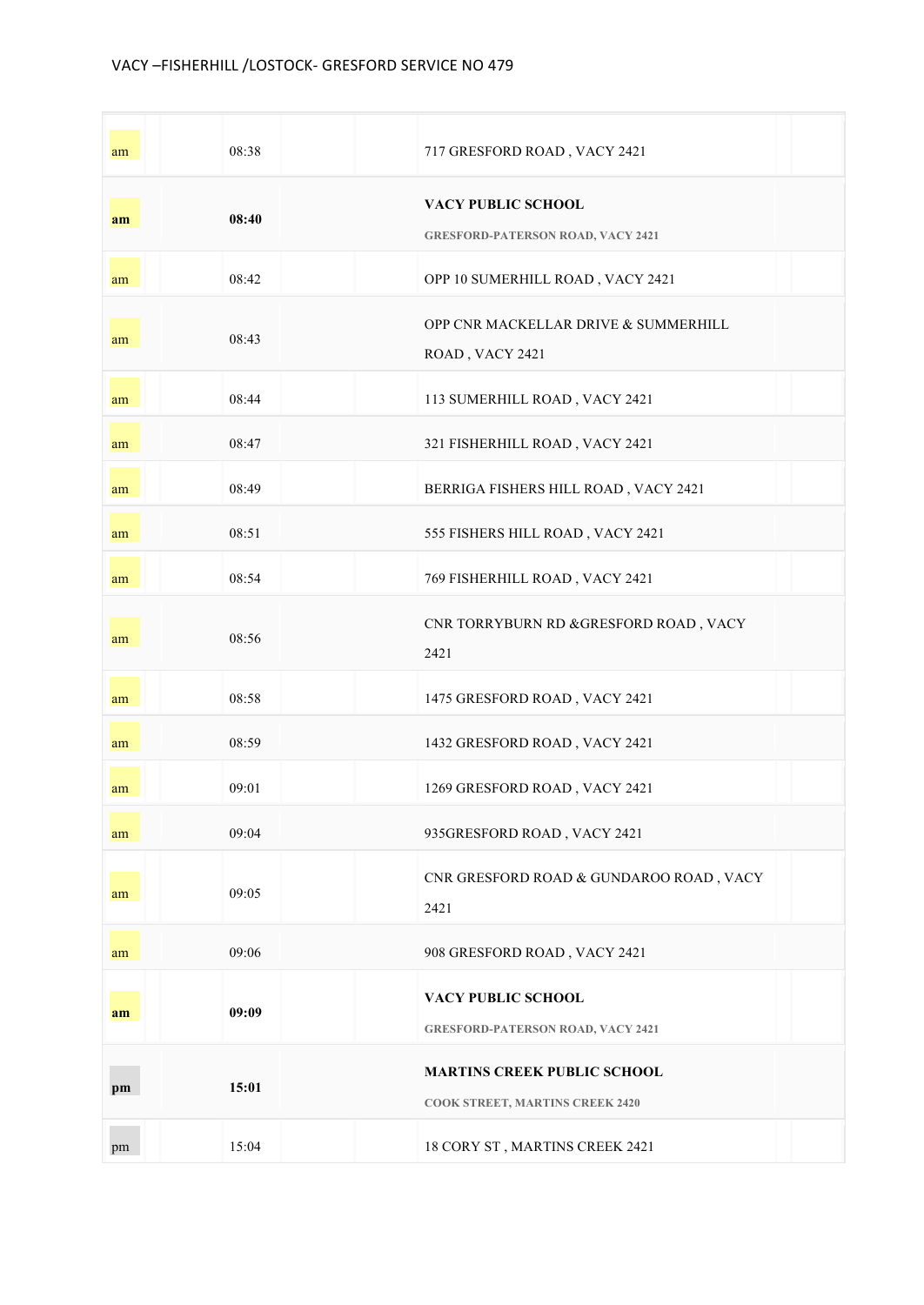VACY –FISHERHILL /LOSTOCK- GRESFORD SERVICE NO 479

| | | |
|---|---|---|
| am | 08:38 | 717 GRESFORD ROAD , VACY 2421 |
| **am** | **08:40** | **VACY PUBLIC SCHOOL** GRESFORD-PATERSON ROAD, VACY 2421 |
| am | 08:42 | OPP 10 SUMERHILL ROAD , VACY 2421 |
| am | 08:43 | OPP CNR MACKELLAR DRIVE & SUMMERHILL ROAD , VACY 2421 |
| am | 08:44 | 113 SUMERHILL ROAD , VACY 2421 |
| am | 08:47 | 321 FISHERHILL ROAD , VACY 2421 |
| am | 08:49 | BERRIGA FISHERS HILL ROAD , VACY 2421 |
| am | 08:51 | 555 FISHERS HILL ROAD , VACY 2421 |
| am | 08:54 | 769 FISHERHILL ROAD , VACY 2421 |
| am | 08:56 | CNR TORRYBURN RD &GRESFORD ROAD , VACY 2421 |
| am | 08:58 | 1475 GRESFORD ROAD , VACY 2421 |
| am | 08:59 | 1432 GRESFORD ROAD , VACY 2421 |
| am | 09:01 | 1269 GRESFORD ROAD , VACY 2421 |
| am | 09:04 | 935GRESFORD ROAD , VACY 2421 |
| am | 09:05 | CNR GRESFORD ROAD & GUNDAROO ROAD , VACY 2421 |
| am | 09:06 | 908 GRESFORD ROAD , VACY 2421 |
| **am** | **09:09** | **VACY PUBLIC SCHOOL** GRESFORD-PATERSON ROAD, VACY 2421 |
| **pm** | **15:01** | **MARTINS CREEK PUBLIC SCHOOL** COOK STREET, MARTINS CREEK 2420 |
| pm | 15:04 | 18 CORY ST , MARTINS CREEK 2421 |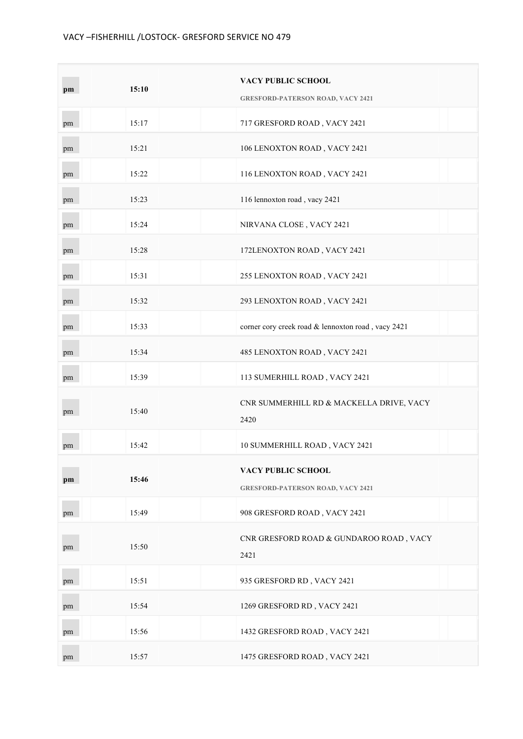VACY –FISHERHILL /LOSTOCK- GRESFORD SERVICE NO 479

| | | |
|---|---|---|
| **pm** | **15:10** | **VACY PUBLIC SCHOOL**<br>**GRESFORD-PATERSON ROAD, VACY 2421** |
| pm | 15:17 | 717 GRESFORD ROAD , VACY 2421 |
| pm | 15:21 | 106 LENOXTON ROAD , VACY 2421 |
| pm | 15:22 | 116 LENOXTON ROAD , VACY 2421 |
| pm | 15:23 | 116 lennoxton road , vacy 2421 |
| pm | 15:24 | NIRVANA CLOSE , VACY 2421 |
| pm | 15:28 | 172LENOXTON ROAD , VACY 2421 |
| pm | 15:31 | 255 LENOXTON ROAD , VACY 2421 |
| pm | 15:32 | 293 LENOXTON ROAD , VACY 2421 |
| pm | 15:33 | corner cory creek road & lennoxton road , vacy 2421 |
| pm | 15:34 | 485 LENOXTON ROAD , VACY 2421 |
| pm | 15:39 | 113 SUMERHILL ROAD , VACY 2421 |
| pm | 15:40 | CNR SUMMERHILL RD & MACKELLA DRIVE, VACY 2420 |
| pm | 15:42 | 10 SUMMERHILL ROAD , VACY 2421 |
| **pm** | **15:46** | **VACY PUBLIC SCHOOL**<br>**GRESFORD-PATERSON ROAD, VACY 2421** |
| pm | 15:49 | 908 GRESFORD ROAD , VACY 2421 |
| pm | 15:50 | CNR GRESFORD ROAD & GUNDAROO ROAD , VACY 2421 |
| pm | 15:51 | 935 GRESFORD RD , VACY 2421 |
| pm | 15:54 | 1269 GRESFORD RD , VACY 2421 |
| pm | 15:56 | 1432 GRESFORD ROAD , VACY 2421 |
| pm | 15:57 | 1475 GRESFORD ROAD , VACY 2421 |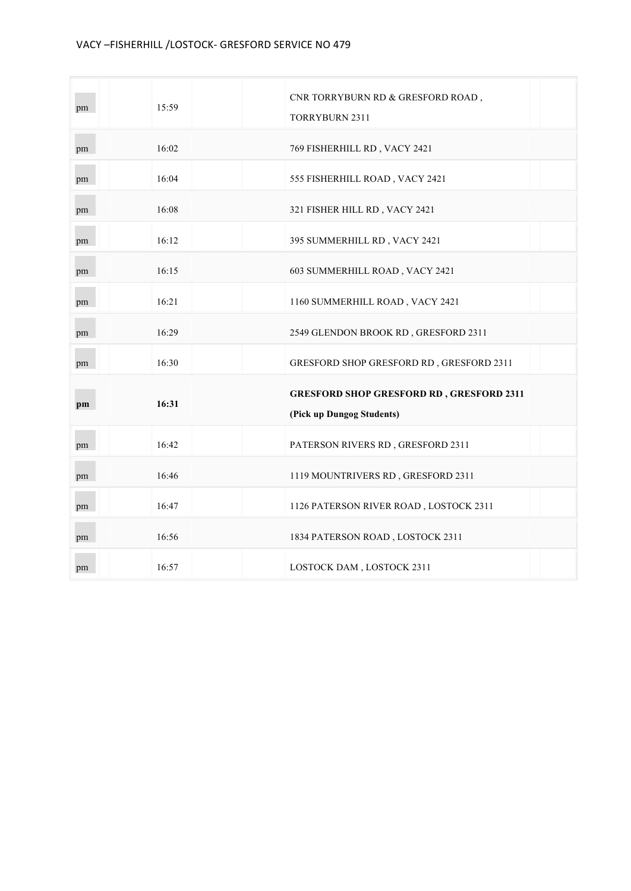| | | |
|---|---|---|
| pm | 15:59 | CNR TORRYBURN RD & GRESFORD ROAD , TORRYBURN 2311 |
| pm | 16:02 | 769 FISHERHILL RD , VACY 2421 |
| pm | 16:04 | 555 FISHERHILL ROAD , VACY 2421 |
| pm | 16:08 | 321 FISHER HILL RD , VACY 2421 |
| pm | 16:12 | 395 SUMMERHILL RD , VACY 2421 |
| pm | 16:15 | 603 SUMMERHILL ROAD , VACY 2421 |
| pm | 16:21 | 1160 SUMMERHILL ROAD , VACY 2421 |
| pm | 16:29 | 2549 GLENDON BROOK RD , GRESFORD 2311 |
| pm | 16:30 | GRESFORD SHOP GRESFORD RD , GRESFORD 2311 |
| **pm** | **16:31** | **GRESFORD SHOP GRESFORD RD , GRESFORD 2311 (Pick up Dungog Students)** |
| pm | 16:42 | PATERSON RIVERS RD , GRESFORD 2311 |
| pm | 16:46 | 1119 MOUNTRIVERS RD , GRESFORD 2311 |
| pm | 16:47 | 1126 PATERSON RIVER ROAD , LOSTOCK 2311 |
| pm | 16:56 | 1834 PATERSON ROAD , LOSTOCK 2311 |
| pm | 16:57 | LOSTOCK DAM , LOSTOCK 2311 |